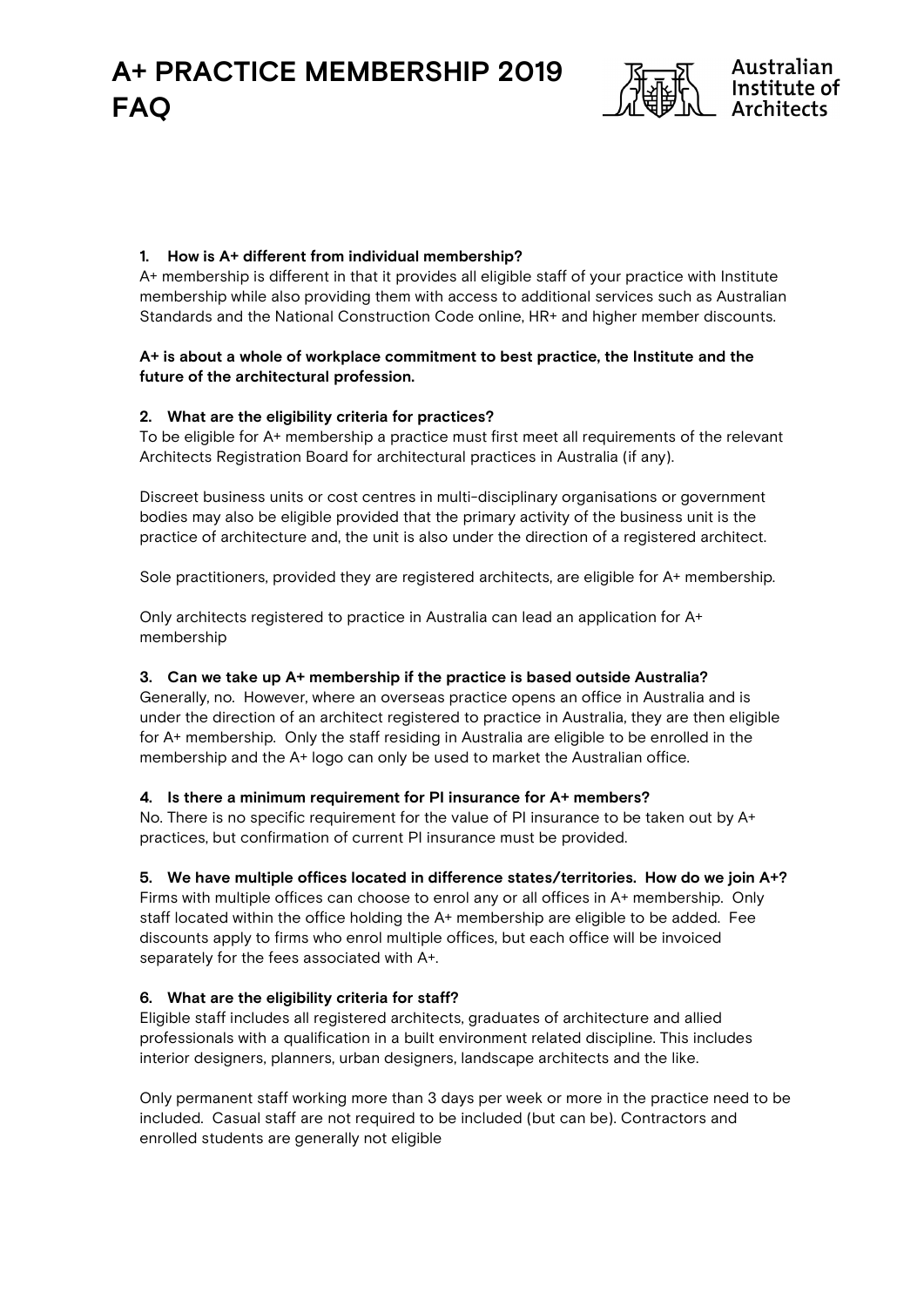# A+ PRACTICE MEMBERSHIP 2019 FAQ

Australian Institute of Architects

**1. How is A+ different from individual membership?**

A+ membership is different in that it provides all eligible staff of your practice with Institute membership while also providing them with access to additional services such as Australian Standards and the National Construction Code online, HR+ and higher member discounts.

**A+ is about a whole of workplace commitment to best practice, the Institute and the future of the architectural profession.**

**2. What are the eligibility criteria for practices?**

To be eligible for A+ membership a practice must first meet all requirements of the relevant Architects Registration Board for architectural practices in Australia (if any).

Discreet business units or cost centres in multi-disciplinary organisations or government bodies may also be eligible provided that the primary activity of the business unit is the practice of architecture and, the unit is also under the direction of a registered architect.

Sole practitioners, provided they are registered architects, are eligible for A+ membership.

Only architects registered to practice in Australia can lead an application for A+ membership

**3. Can we take up A+ membership if the practice is based outside Australia?**

Generally, no. However, where an overseas practice opens an office in Australia and is under the direction of an architect registered to practice in Australia, they are then eligible for A+ membership. Only the staff residing in Australia are eligible to be enrolled in the membership and the A+ logo can only be used to market the Australian office.

**4. Is there a minimum requirement for PI insurance for A+ members?**

No. There is no specific requirement for the value of PI insurance to be taken out by A+ practices, but confirmation of current PI insurance must be provided.

**5. We have multiple offices located in difference states/territories. How do we join A+?**

Firms with multiple offices can choose to enrol any or all offices in A+ membership. Only staff located within the office holding the A+ membership are eligible to be added. Fee discounts apply to firms who enrol multiple offices, but each office will be invoiced separately for the fees associated with A+.

**6. What are the eligibility criteria for staff?**

Eligible staff includes all registered architects, graduates of architecture and allied professionals with a qualification in a built environment related discipline. This includes interior designers, planners, urban designers, landscape architects and the like.

Only permanent staff working more than 3 days per week or more in the practice need to be included. Casual staff are not required to be included (but can be). Contractors and enrolled students are generally not eligible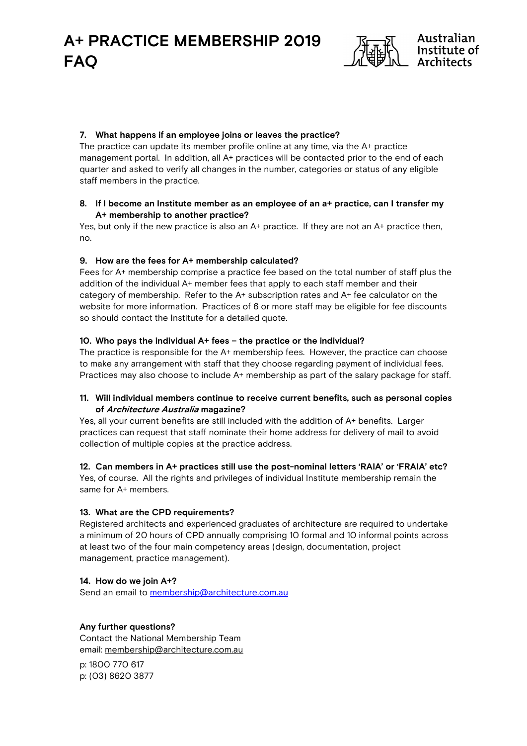# A+ PRACTICE MEMBERSHIP 2019 FAQ

**7. What happens if an employee joins or leaves the practice?**

The practice can update its member profile online at any time, via the A+ practice management portal. In addition, all A+ practices will be contacted prior to the end of each quarter and asked to verify all changes in the number, categories or status of any eligible staff members in the practice.

**8. If I become an Institute member as an employee of an a+ practice, can I transfer my A+ membership to another practice?**

Yes, but only if the new practice is also an A+ practice. If they are not an A+ practice then, no.

**9. How are the fees for A+ membership calculated?**

Fees for A+ membership comprise a practice fee based on the total number of staff plus the addition of the individual A+ member fees that apply to each staff member and their category of membership. Refer to the A+ subscription rates and A+ fee calculator on the website for more information. Practices of 6 or more staff may be eligible for fee discounts so should contact the Institute for a detailed quote.

**10. Who pays the individual A+ fees – the practice or the individual?**

The practice is responsible for the A+ membership fees. However, the practice can choose to make any arrangement with staff that they choose regarding payment of individual fees. Practices may also choose to include A+ membership as part of the salary package for staff.

**11. Will individual members continue to receive current benefits, such as personal copies of *Architecture Australia* magazine?**

Yes, all your current benefits are still included with the addition of A+ benefits. Larger practices can request that staff nominate their home address for delivery of mail to avoid collection of multiple copies at the practice address.

**12. Can members in A+ practices still use the post-nominal letters 'RAIA' or 'FRAIA' etc?**

Yes, of course. All the rights and privileges of individual Institute membership remain the same for A+ members.

**13. What are the CPD requirements?**

Registered architects and experienced graduates of architecture are required to undertake a minimum of 20 hours of CPD annually comprising 10 formal and 10 informal points across at least two of the four main competency areas (design, documentation, project management, practice management).

**14. How do we join A+?**

Send an email to membership@architecture.com.au

**Any further questions?**

Contact the National Membership Team
email: membership@architecture.com.au

p: 1800 770 617
p: (03) 8620 3877